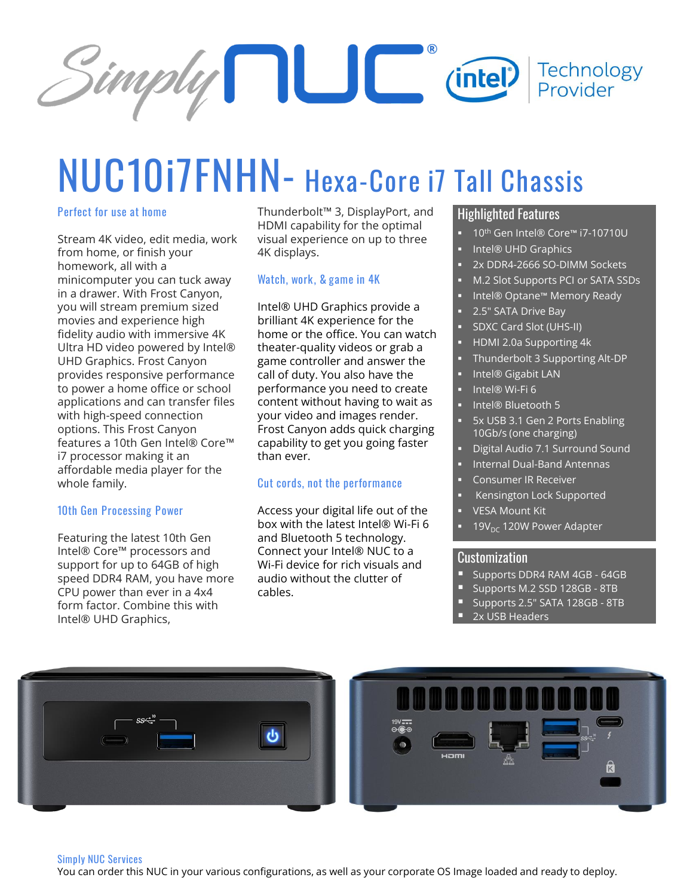# NUC10i7FNHN- Hexa-Core i7 Tall Chassis

### Perfect for use at home

Stream 4K video, edit media, work from home, or finish your homework, all with a minicomputer you can tuck away in a drawer. With Frost Canyon, you will stream premium sized movies and experience high fidelity audio with immersive 4K Ultra HD video powered by Intel® UHD Graphics. Frost Canyon provides responsive performance to power a home office or school applications and can transfer files with high-speed connection options. This Frost Canyon features a 10th Gen Intel® Core™ i7 processor making it an affordable media player for the whole family.

### 10th Gen Processing Power

Featuring the latest 10th Gen Intel® Core™ processors and support for up to 64GB of high speed DDR4 RAM, you have more CPU power than ever in a 4x4 form factor. Combine this with Intel® UHD Graphics, Thunderbolt™ 3, DisplayPort, and HDMI capability for the optimal visual experience on up to three 4K displays.

### Watch, work, & game in 4K

Intel® UHD Graphics provide a brilliant 4K experience for the home or the office. You can watch theater-quality videos or grab a game controller and answer the call of duty. You also have the performance you need to create content without having to wait as your video and images render. Frost Canyon adds quick charging capability to get you going faster than ever.

### Cut cords, not the performance

Access your digital life out of the box with the latest Intel® Wi-Fi 6 and Bluetooth 5 technology. Connect your Intel® NUC to a Wi-Fi device for rich visuals and audio without the clutter of cables.

## Highlighted Features

- 10th Gen Intel® Core™ i7-10710U
- Intel® UHD Graphics
- 2x DDR4-2666 SO-DIMM Sockets
- M.2 Slot Supports PCI or SATA SSDs
- Intel® Optane™ Memory Ready
- 2.5" SATA Drive Bay
- SDXC Card Slot (UHS-II)
- HDMI 2.0a Supporting 4k
- Thunderbolt 3 Supporting Alt-DP
- Intel® Gigabit LAN
- Intel® Wi-Fi 6
- Intel® Bluetooth 5
- 5x USB 3.1 Gen 2 Ports Enabling 10Gb/s (one charging)
- Digital Audio 7.1 Surround Sound
- Internal Dual-Band Antennas
- Consumer IR Receiver
- Kensington Lock Supported
- VESA Mount Kit
- $19V_{DC}$ 120W Power Adapter

## Customization

- Supports DDR4 RAM 4GB - 64GB
- Supports M.2 SSD 128GB - 8TB
- Supports 2.5" SATA 128GB - 8TB
- 2x USB Headers

### Simply NUC Services

You can order this NUC in your various configurations, as well as your corporate OS Image loaded and ready to deploy.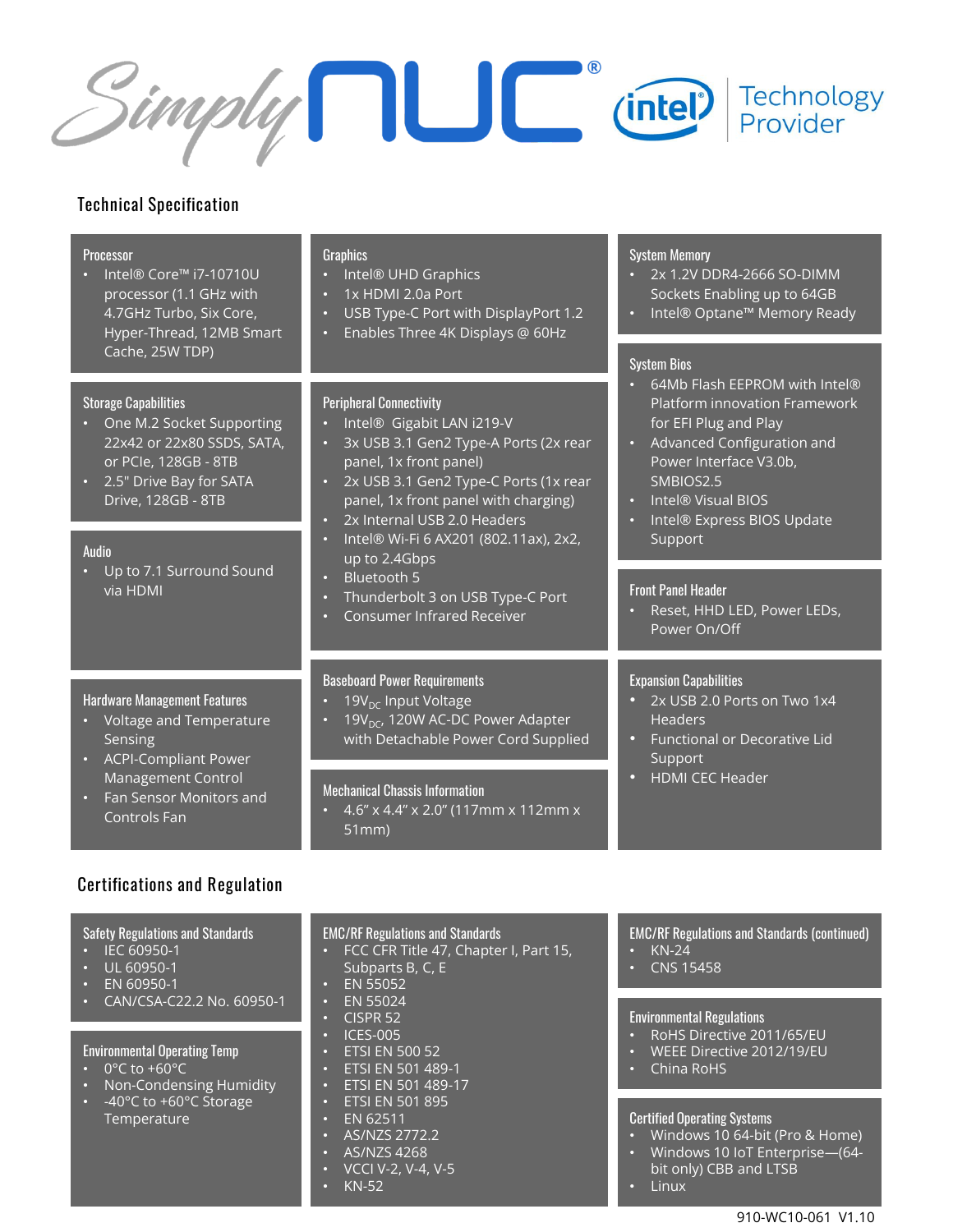## Technical Specification

### Processor
- Intel® Core™ i7-10710U processor (1.1 GHz with 4.7GHz Turbo, Six Core, Hyper-Thread, 12MB Smart Cache, 25W TDP)

### Graphics
- Intel® UHD Graphics
- 1x HDMI 2.0a Port
- USB Type-C Port with DisplayPort 1.2
- Enables Three 4K Displays @ 60Hz

### System Memory
- 2x 1.2V DDR4-2666 SO-DIMM Sockets Enabling up to 64GB
- Intel® Optane™ Memory Ready

### System Bios
- 64Mb Flash EEPROM with Intel® Platform innovation Framework for EFI Plug and Play
- Advanced Configuration and Power Interface V3.0b, SMBIOS2.5
- Intel® Visual BIOS
- Intel® Express BIOS Update Support

### Storage Capabilities
- One M.2 Socket Supporting 22x42 or 22x80 SSDS, SATA, or PCIe, 128GB - 8TB
- 2.5" Drive Bay for SATA Drive, 128GB - 8TB

### Peripheral Connectivity
- Intel® Gigabit LAN i219-V
- 3x USB 3.1 Gen2 Type-A Ports (2x rear panel, 1x front panel)
- 2x USB 3.1 Gen2 Type-C Ports (1x rear panel, 1x front panel with charging)
- 2x Internal USB 2.0 Headers
- Intel® Wi-Fi 6 AX201 (802.11ax), 2x2, up to 2.4Gbps
- Bluetooth 5
- Thunderbolt 3 on USB Type-C Port
- Consumer Infrared Receiver

### Audio
- Up to 7.1 Surround Sound via HDMI

### Front Panel Header
- Reset, HHD LED, Power LEDs, Power On/Off

### Hardware Management Features
- Voltage and Temperature Sensing
- ACPI-Compliant Power Management Control
- Fan Sensor Monitors and Controls Fan

### Baseboard Power Requirements
- $19V_{DC}$ Input Voltage
- $19V_{DC}$, 120W AC-DC Power Adapter with Detachable Power Cord Supplied

### Mechanical Chassis Information
- 4.6" x 4.4" x 2.0" (117mm x 112mm x 51mm)

### Expansion Capabilities
- 2x USB 2.0 Ports on Two 1x4 Headers
- Functional or Decorative Lid Support
- HDMI CEC Header

## Certifications and Regulation

### Safety Regulations and Standards
- IEC 60950-1
- UL 60950-1
- EN 60950-1
- CAN/CSA-C22.2 No. 60950-1

### Environmental Operating Temp
- 0°C to +60°C
- Non-Condensing Humidity
- -40°C to +60°C Storage Temperature

### EMC/RF Regulations and Standards
- FCC CFR Title 47, Chapter I, Part 15, Subparts B, C, E
- EN 55052
- EN 55024
- CISPR 52
- ICES-005
- ETSI EN 500 52
- ETSI EN 501 489-1
- ETSI EN 501 489-17
- ETSI EN 501 895
- EN 62511
- AS/NZS 2772.2
- AS/NZS 4268
- VCCI V-2, V-4, V-5
- KN-52

### EMC/RF Regulations and Standards (continued)
- KN-24
- CNS 15458

### Environmental Regulations
- RoHS Directive 2011/65/EU
- WEEE Directive 2012/19/EU
- China RoHS

### Certified Operating Systems
- Windows 10 64-bit (Pro & Home)
- Windows 10 IoT Enterprise—(64-bit only) CBB and LTSB
- Linux

910-WC10-061 V1.10